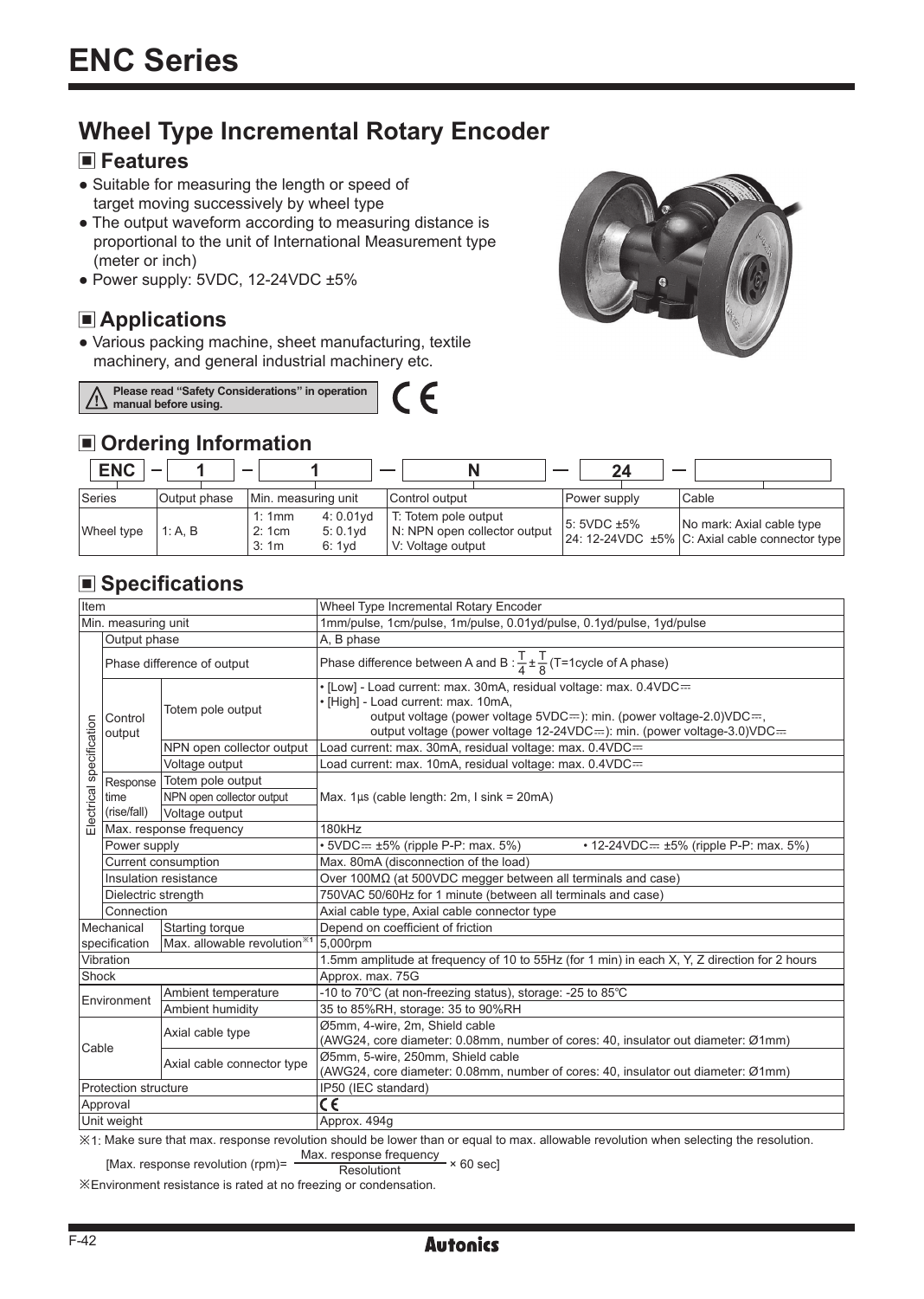# ENC Series

## Wheel Type Incremental Rotary Encoder

### ■ Features

- Suitable for measuring the length or speed of target moving successively by wheel type
- The output waveform according to measuring distance is proportional to the unit of International Measurement type (meter or inch)
- Power supply: 5VDC, 12-24VDC ±5%

### ■ Applications

- Various packing machine, sheet manufacturing, textile machinery, and general industrial machinery etc.

⚠ Please read "Safety Considerations" in operation manual before using.

CE

### ■ Ordering Information

| ENC | 1 | 1 | N | 24 | |
|---|---|---|---|---|---|
| Series | Output phase | Min. measuring unit | Control output | Power supply | Cable |
| Wheel type | 1: A, B | 1: 1mm, 2: 1cm, 3: 1m, 4: 0.01yd, 5: 0.1yd, 6: 1yd | T: Totem pole output<br>N: NPN open collector output<br>V: Voltage output | 5: 5VDC ±5%<br>24: 12-24VDC ±5% | No mark: Axial cable type<br>C: Axial cable connector type |

### ■ Specifications

| Item | | | Wheel Type Incremental Rotary Encoder |
|---|---|---|---|
| Min. measuring unit | | | 1mm/pulse, 1cm/pulse, 1m/pulse, 0.01yd/pulse, 0.1yd/pulse, 1yd/pulse |
| Electrical specification | Output phase | | A, B phase |
| | Phase difference of output | | Phase difference between A and B : $\frac{T}{4}\pm\frac{T}{8}$ (T=1cycle of A phase) |
| | Control output | Totem pole output | • [Low] - Load current: max. 30mA, residual voltage: max. 0.4VDC⎓<br>• [High] - Load current: max. 10mA, output voltage (power voltage 5VDC⎓): min. (power voltage-2.0)VDC⎓, output voltage (power voltage 12-24VDC⎓): min. (power voltage-3.0)VDC⎓ |
| | | NPN open collector output | Load current: max. 30mA, residual voltage: max. 0.4VDC⎓ |
| | | Voltage output | Load current: max. 10mA, residual voltage: max. 0.4VDC⎓ |
| | Response time (rise/fall) | Totem pole output | Max. 1μs (cable length: 2m, I sink = 20mA) |
| | | NPN open collector output | |
| | | Voltage output | |
| | Max. response frequency | | 180kHz |
| | Power supply | | • 5VDC⎓ ±5% (ripple P-P: max. 5%) • 12-24VDC⎓ ±5% (ripple P-P: max. 5%) |
| | Current consumption | | Max. 80mA (disconnection of the load) |
| | Insulation resistance | | Over 100MΩ (at 500VDC megger between all terminals and case) |
| | Dielectric strength | | 750VAC 50/60Hz for 1 minute (between all terminals and case) |
| | Connection | | Axial cable type, Axial cable connector type |
| Mechanical specification | Starting torque | | Depend on coefficient of friction |
| | Max. allowable revolution※1 | | 5,000rpm |
| Vibration | | | 1.5mm amplitude at frequency of 10 to 55Hz (for 1 min) in each X, Y, Z direction for 2 hours |
| Shock | | | Approx. max. 75G |
| Environment | Ambient temperature | | -10 to 70℃ (at non-freezing status), storage: -25 to 85℃ |
| | Ambient humidity | | 35 to 85%RH, storage: 35 to 90%RH |
| Cable | Axial cable type | | Ø5mm, 4-wire, 2m, Shield cable (AWG24, core diameter: 0.08mm, number of cores: 40, insulator out diameter: Ø1mm) |
| | Axial cable connector type | | Ø5mm, 5-wire, 250mm, Shield cable (AWG24, core diameter: 0.08mm, number of cores: 40, insulator out diameter: Ø1mm) |
| Protection structure | | | IP50 (IEC standard) |
| Approval | | | CE |
| Unit weight | | | Approx. 494g |

※1: Make sure that max. response revolution should be lower than or equal to max. allowable revolution when selecting the resolution.

$$[\text{Max. response revolution (rpm)} = \frac{\text{Max. response frequency}}{\text{Resolutiont}} \times 60 \text{ sec}]$$

※Environment resistance is rated at no freezing or condensation.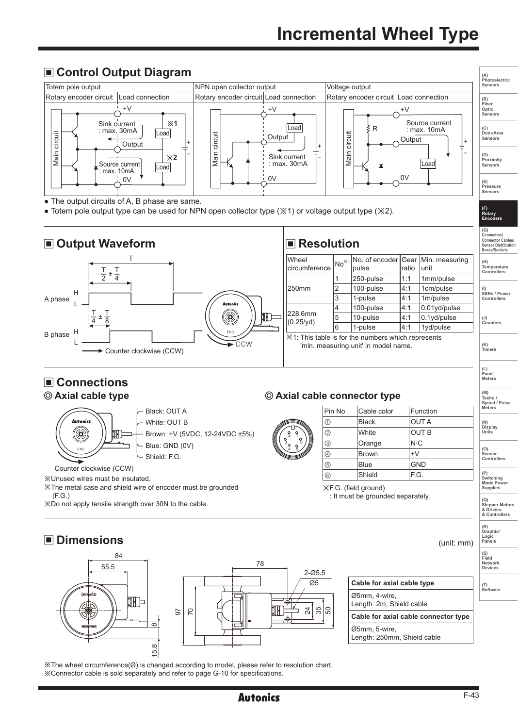# Incremental Wheel Type

## ■ Control Output Diagram

Totem pole output
Rotary encoder circuit | Load connection
+V
Sink current : max. 30mA
※1
Load
Output
Main circuit
※2
Source current : max. 10mA
Load
0V

NPN open collector output
Rotary encoder circuit | Load connection
+V
Load
Output
Main circuit
Sink current : max. 30mA
0V

Voltage output
Rotary encoder circuit | Load connection
+V
R
Source current : max. 10mA
Output
Main circuit
Load
0V

- The output circuits of A, B phase are same.
- Totem pole output type can be used for NPN open collector type (※1) or voltage output type (※2).

## ■ Output Waveform

T
$\frac{T}{2} \pm \frac{T}{4}$
A phase H L
$\frac{T}{4} \pm \frac{T}{8}$
B phase H L
Counter clockwise (CCW)
CCW

## ■ Resolution

| Wheel circumference | No※1 | No. of encoder pulse | Gear ratio | Min. measuring unit |
|---|---|---|---|---|
| 250mm | 1 | 250-pulse | 1:1 | 1mm/pulse |
| | 2 | 100-pulse | 4:1 | 1cm/pulse |
| | 3 | 1-pulse | 4:1 | 1m/pulse |
| 228.6mm (0.25/yd) | 4 | 100-pulse | 4:1 | 0.01yd/pulse |
| | 5 | 10-pulse | 4:1 | 0.1yd/pulse |
| | 6 | 1-pulse | 4:1 | 1yd/pulse |

※1: This table is for the numbers which represents 'min. measuring unit' in model name.

## ■ Connections

### ◎ Axial cable type

- Black: OUT A
- White: OUT B
- Brown: +V (5VDC, 12-24VDC ±5%)
- Blue: GND (0V)
- Shield: F.G.

Counter clockwise (CCW)

※Unused wires must be insulated.
※The metal case and shield wire of encoder must be grounded (F.G.)
※Do not apply tensile strength over 30N to the cable.

### ◎ Axial cable connector type

| Pin No | Cable color | Function |
|---|---|---|
| ① | Black | OUT A |
| ② | White | OUT B |
| ③ | Orange | N·C |
| ④ | Brown | +V |
| ⑤ | Blue | GND |
| ⑥ | Shield | F.G. |

※F.G. (field ground)
: It must be grounded separately.

## ■ Dimensions

(unit: mm)

84
55.5
8
15.8
78
2-Ø5.5
Ø5
97
70
24
35
50

| Cable for axial cable type |
|---|
| Ø5mm, 4-wire, Length: 2m, Shield cable |
| **Cable for axial cable connector type** |
| Ø5mm, 5-wire, Length: 250mm, Shield cable |

※The wheel circumference(Ø) is changed according to model, please refer to resolution chart.
※Connector cable is sold separately and refer to page G-10 for specifications.